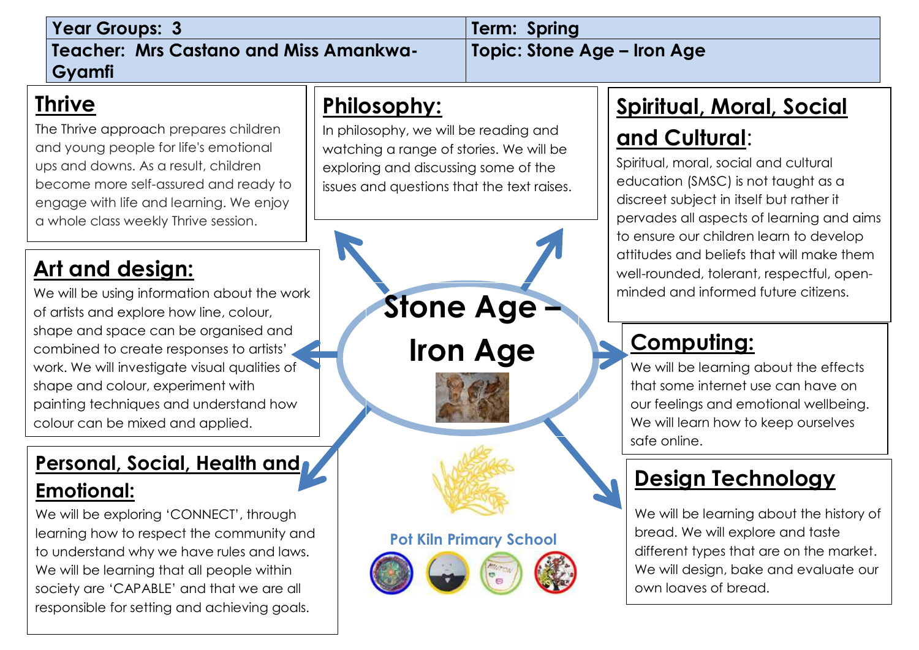| Year Groups: 3 | Term: Spring |
|---|---|
| Teacher: Mrs Castano and Miss Amankwa-Gyamfi | Topic: Stone Age – Iron Age |

# Stone Age – Iron Age

## Thrive

The Thrive approach prepares children and young people for life's emotional ups and downs. As a result, children become more self-assured and ready to engage with life and learning. We enjoy a whole class weekly Thrive session.

## Philosophy:

In philosophy, we will be reading and watching a range of stories. We will be exploring and discussing some of the issues and questions that the text raises.

## Spiritual, Moral, Social and Cultural:

Spiritual, moral, social and cultural education (SMSC) is not taught as a discreet subject in itself but rather it pervades all aspects of learning and aims to ensure our children learn to develop attitudes and beliefs that will make them well-rounded, tolerant, respectful, open-minded and informed future citizens.

## Art and design:

We will be using information about the work of artists and explore how line, colour, shape and space can be organised and combined to create responses to artists' work. We will investigate visual qualities of shape and colour, experiment with painting techniques and understand how colour can be mixed and applied.

## Computing:

We will be learning about the effects that some internet use can have on our feelings and emotional wellbeing. We will learn how to keep ourselves safe online.

## Personal, Social, Health and Emotional:

We will be exploring 'CONNECT', through learning how to respect the community and to understand why we have rules and laws. We will be learning that all people within society are 'CAPABLE' and that we are all responsible for setting and achieving goals.

## Design Technology

We will be learning about the history of bread. We will explore and taste different types that are on the market. We will design, bake and evaluate our own loaves of bread.

Pot Kiln Primary School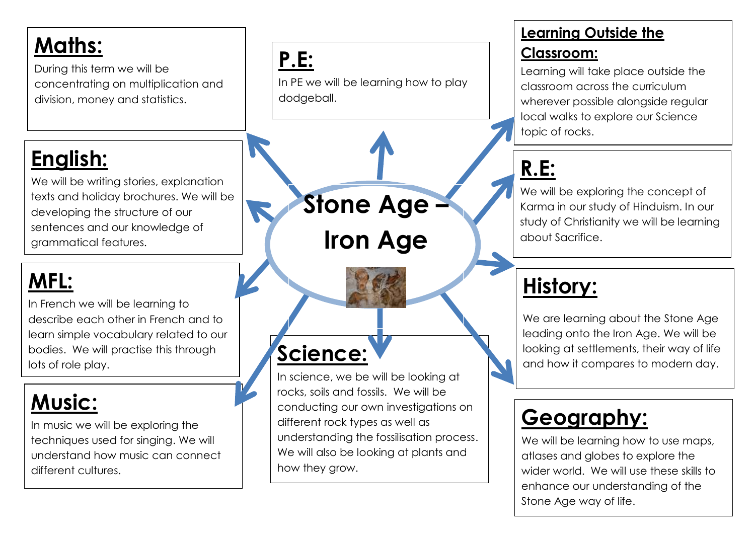# Stone Age – Iron Age

## Maths:

During this term we will be concentrating on multiplication and division, money and statistics.

## English:

We will be writing stories, explanation texts and holiday brochures. We will be developing the structure of our sentences and our knowledge of grammatical features.

## MFL:

In French we will be learning to describe each other in French and to learn simple vocabulary related to our bodies. We will practise this through lots of role play.

## Music:

In music we will be exploring the techniques used for singing. We will understand how music can connect different cultures.

## P.E:

In PE we will be learning how to play dodgeball.

## Science:

In science, we be will be looking at rocks, soils and fossils. We will be conducting our own investigations on different rock types as well as understanding the fossilisation process. We will also be looking at plants and how they grow.

## Learning Outside the Classroom:

Learning will take place outside the classroom across the curriculum wherever possible alongside regular local walks to explore our Science topic of rocks.

## R.E:

We will be exploring the concept of Karma in our study of Hinduism. In our study of Christianity we will be learning about Sacrifice.

## History:

We are learning about the Stone Age leading onto the Iron Age. We will be looking at settlements, their way of life and how it compares to modern day.

## Geography:

We will be learning how to use maps, atlases and globes to explore the wider world. We will use these skills to enhance our understanding of the Stone Age way of life.